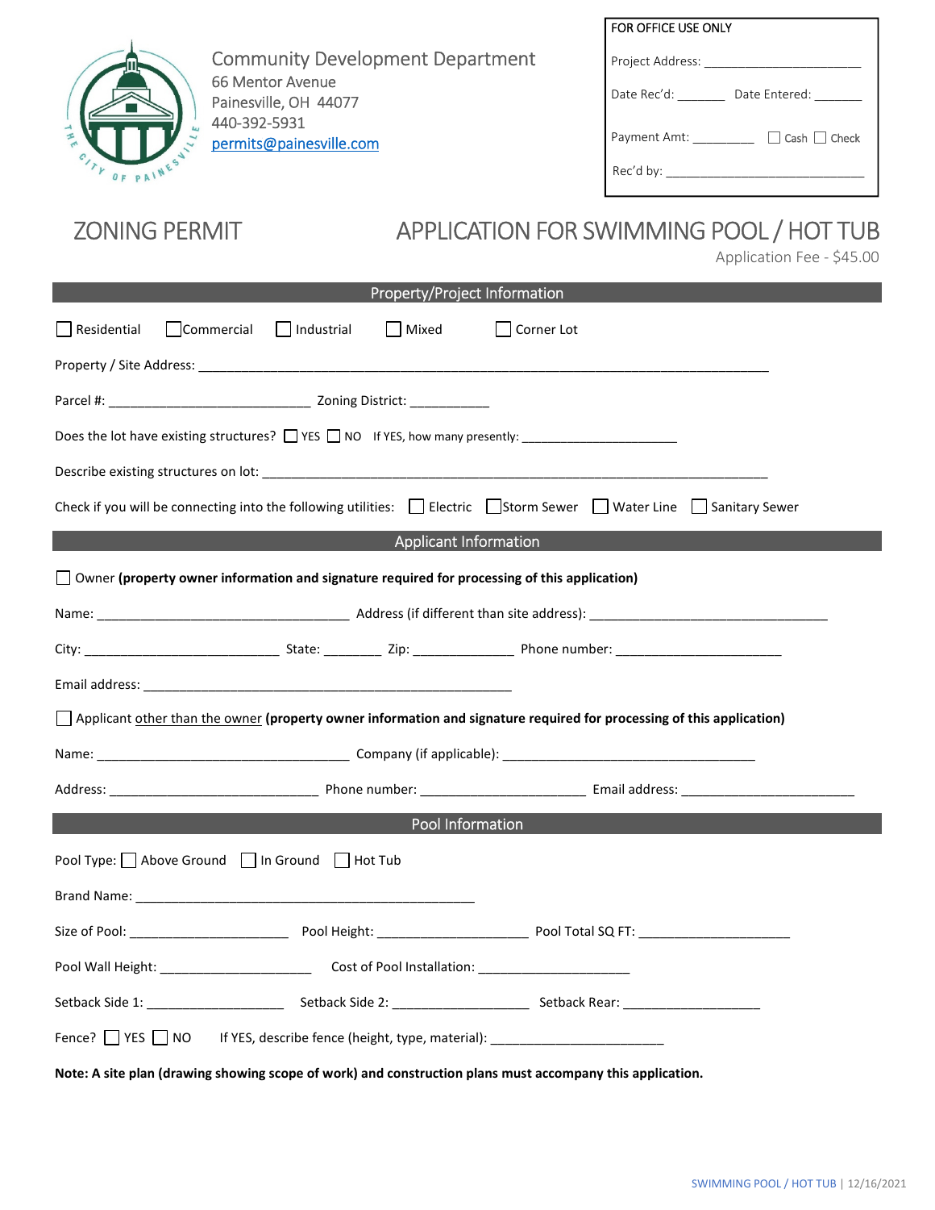Community Development Department
66 Mentor Avenue
Painesville, OH 44077
440-392-5931
permits@painesville.com

| FOR OFFICE USE ONLY |
|---|
| Project Address: ______________________ |
| Date Rec'd: _______ Date Entered: _______ |
| Payment Amt: _________ ☐ Cash ☐ Check |
| Rec'd by: ____________________________ |

# ZONING PERMIT

# APPLICATION FOR SWIMMING POOL / HOT TUB

Application Fee - $45.00

## Property/Project Information

☐ Residential ☐ Commercial ☐ Industrial ☐ Mixed ☐ Corner Lot

Property / Site Address: ________________________________________________________________________________

Parcel #: ____________________________ Zoning District: ___________

Does the lot have existing structures? ☐ YES ☐ NO If YES, how many presently: ______________________

Describe existing structures on lot: ________________________________________________________________________

Check if you will be connecting into the following utilities: ☐ Electric ☐ Storm Sewer ☐ Water Line ☐ Sanitary Sewer

## Applicant Information

☐ Owner **(property owner information and signature required for processing of this application)**

Name: ___________________________________ Address (if different than site address): _________________________________

City: ___________________________ State: ________ Zip: ______________ Phone number: _______________________

Email address: ____________________________________________________

☐ Applicant other than the owner **(property owner information and signature required for processing of this application)**

Name: ___________________________________ Company (if applicable): ___________________________________

Address: _____________________________ Phone number: _______________________ Email address: ________________________

## Pool Information

Pool Type: ☐ Above Ground ☐ In Ground ☐ Hot Tub

Brand Name: _______________________________________________

Size of Pool: ______________________ Pool Height: _____________________ Pool Total SQ FT: _____________________

Pool Wall Height: _____________________ Cost of Pool Installation: _____________________

Setback Side 1: ___________________ Setback Side 2: ___________________ Setback Rear: ___________________

Fence? ☐ YES ☐ NO If YES, describe fence (height, type, material): ________________________

**Note: A site plan (drawing showing scope of work) and construction plans must accompany this application.**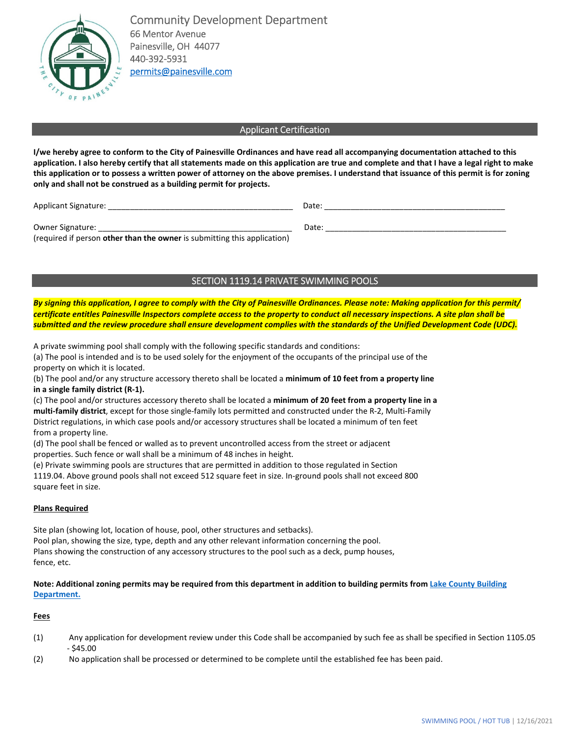Community Development Department
66 Mentor Avenue
Painesville, OH 44077
440-392-5931
permits@painesville.com

## Applicant Certification

**I/we hereby agree to conform to the City of Painesville Ordinances and have read all accompanying documentation attached to this application. I also hereby certify that all statements made on this application are true and complete and that I have a legal right to make this application or to possess a written power of attorney on the above premises. I understand that issuance of this permit is for zoning only and shall not be construed as a building permit for projects.**

Applicant Signature: ________________________________________ Date: ________________________________________

Owner Signature: ________________________________________ Date: ________________________________________
(required if person **other than the owner** is submitting this application)

## SECTION 1119.14 PRIVATE SWIMMING POOLS

***By signing this application, I agree to comply with the City of Painesville Ordinances. Please note: Making application for this permit/ certificate entitles Painesville Inspectors complete access to the property to conduct all necessary inspections. A site plan shall be submitted and the review procedure shall ensure development complies with the standards of the Unified Development Code (UDC).***

A private swimming pool shall comply with the following specific standards and conditions:
(a) The pool is intended and is to be used solely for the enjoyment of the occupants of the principal use of the property on which it is located.
(b) The pool and/or any structure accessory thereto shall be located a **minimum of 10 feet from a property line in a single family district (R-1).**
(c) The pool and/or structures accessory thereto shall be located a **minimum of 20 feet from a property line in a multi-family district**, except for those single-family lots permitted and constructed under the R-2, Multi-Family District regulations, in which case pools and/or accessory structures shall be located a minimum of ten feet from a property line.
(d) The pool shall be fenced or walled as to prevent uncontrolled access from the street or adjacent properties. Such fence or wall shall be a minimum of 48 inches in height.
(e) Private swimming pools are structures that are permitted in addition to those regulated in Section 1119.04. Above ground pools shall not exceed 512 square feet in size. In-ground pools shall not exceed 800 square feet in size.

**Plans Required**

Site plan (showing lot, location of house, pool, other structures and setbacks).
Pool plan, showing the size, type, depth and any other relevant information concerning the pool.
Plans showing the construction of any accessory structures to the pool such as a deck, pump houses, fence, etc.

**Note: Additional zoning permits may be required from this department in addition to building permits from Lake County Building Department.**

**Fees**

(1) Any application for development review under this Code shall be accompanied by such fee as shall be specified in Section 1105.05 - $45.00
(2) No application shall be processed or determined to be complete until the established fee has been paid.